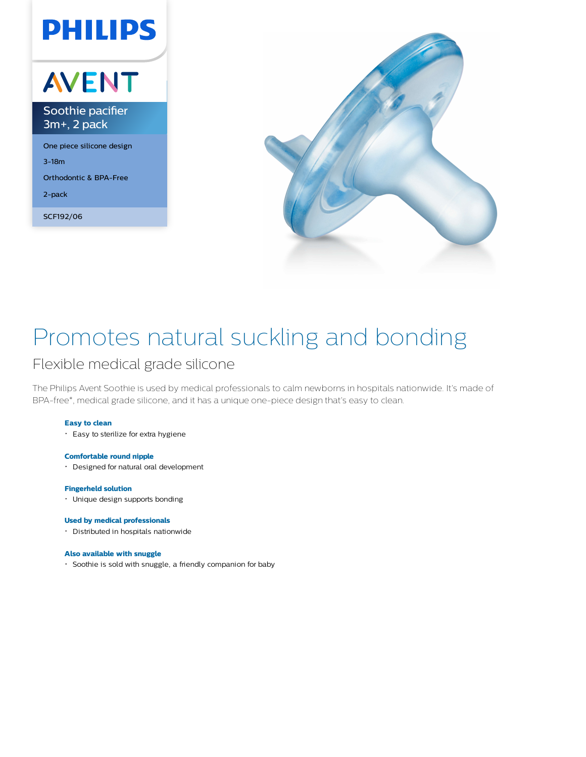PHILIPS

AVENT

**Soothie pacifier 3m+, 2 pack**

One piece silicone design

3-18m

Orthodontic & BPA-Free

2-pack

SCF192/06

# Promotes natural suckling and bonding

## Flexible medical grade silicone

The Philips Avent Soothie is used by medical professionals to calm newborns in hospitals nationwide. It's made of BPA-free*, medical grade silicone, and it has a unique one-piece design that's easy to clean.

**Easy to clean**

- Easy to sterilize for extra hygiene

**Comfortable round nipple**

- Designed for natural oral development

**Fingerheld solution**

- Unique design supports bonding

**Used by medical professionals**

- Distributed in hospitals nationwide

**Also available with snuggle**

- Soothie is sold with snuggle, a friendly companion for baby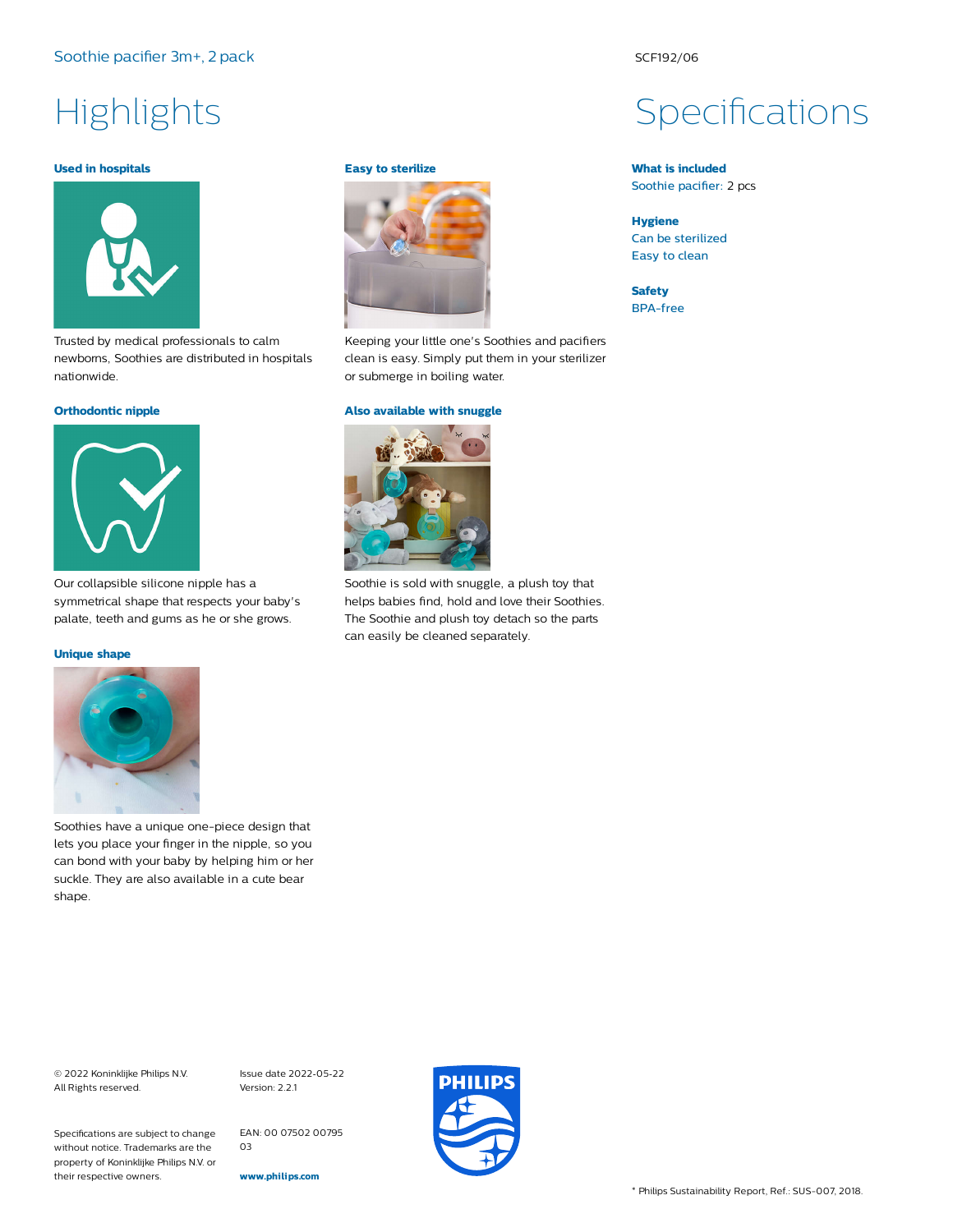Soothie pacifier 3m+, 2 pack

SCF192/06

# Highlights

### Used in hospitals

Trusted by medical professionals to calm newborns, Soothies are distributed in hospitals nationwide.

### Orthodontic nipple

Our collapsible silicone nipple has a symmetrical shape that respects your baby's palate, teeth and gums as he or she grows.

### Unique shape

Soothies have a unique one-piece design that lets you place your finger in the nipple, so you can bond with your baby by helping him or her suckle. They are also available in a cute bear shape.

### Easy to sterilize

Keeping your little one's Soothies and pacifiers clean is easy. Simply put them in your sterilizer or submerge in boiling water.

### Also available with snuggle

Soothie is sold with snuggle, a plush toy that helps babies find, hold and love their Soothies. The Soothie and plush toy detach so the parts can easily be cleaned separately.

# Specifications

### What is included

- Soothie pacifier: 2 pcs

### Hygiene

- Can be sterilized
- Easy to clean

### Safety

- BPA-free

© 2022 Koninklijke Philips N.V.
All Rights reserved.

Specifications are subject to change without notice. Trademarks are the property of Koninklijke Philips N.V. or their respective owners.

Issue date 2022-05-22
Version: 2.2.1

EAN: 00 07502 00795 03

www.philips.com

\* Philips Sustainability Report, Ref.: SUS-007, 2018.